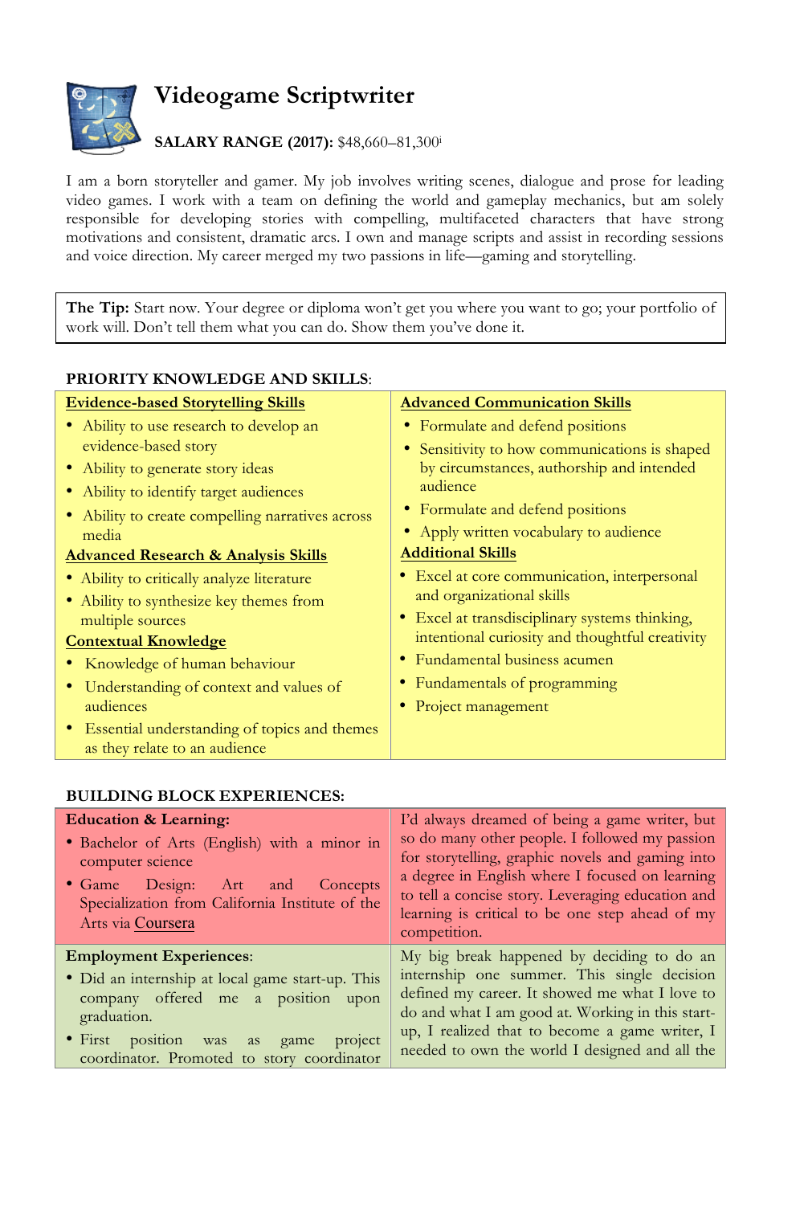# Videogame Scriptwriter

**SALARY RANGE (2017):** $48,660–81,300[i]

I am a born storyteller and gamer. My job involves writing scenes, dialogue and prose for leading video games. I work with a team on defining the world and gameplay mechanics, but am solely responsible for developing stories with compelling, multifaceted characters that have strong motivations and consistent, dramatic arcs. I own and manage scripts and assist in recording sessions and voice direction. My career merged my two passions in life—gaming and storytelling.

**The Tip:** Start now. Your degree or diploma won't get you where you want to go; your portfolio of work will. Don't tell them what you can do. Show them you've done it.

**PRIORITY KNOWLEDGE AND SKILLS**:

**Evidence-based Storytelling Skills**

- Ability to use research to develop an evidence-based story
- Ability to generate story ideas
- Ability to identify target audiences
- Ability to create compelling narratives across media

**Advanced Research & Analysis Skills**

- Ability to critically analyze literature
- Ability to synthesize key themes from multiple sources

**Contextual Knowledge**

- Knowledge of human behaviour
- Understanding of context and values of audiences
- Essential understanding of topics and themes as they relate to an audience

**Advanced Communication Skills**

- Formulate and defend positions
- Sensitivity to how communications is shaped by circumstances, authorship and intended audience
- Formulate and defend positions
- Apply written vocabulary to audience

**Additional Skills**

- Excel at core communication, interpersonal and organizational skills
- Excel at transdisciplinary systems thinking, intentional curiosity and thoughtful creativity
- Fundamental business acumen
- Fundamentals of programming
- Project management

**BUILDING BLOCK EXPERIENCES:**

**Education & Learning:**

- Bachelor of Arts (English) with a minor in computer science
- Game Design: Art and Concepts Specialization from California Institute of the Arts via Coursera

I'd always dreamed of being a game writer, but so do many other people. I followed my passion for storytelling, graphic novels and gaming into a degree in English where I focused on learning to tell a concise story. Leveraging education and learning is critical to be one step ahead of my competition.

**Employment Experiences**:

- Did an internship at local game start-up. This company offered me a position upon graduation.
- First position was as game project coordinator. Promoted to story coordinator

My big break happened by deciding to do an internship one summer. This single decision defined my career. It showed me what I love to do and what I am good at. Working in this start-up, I realized that to become a game writer, I needed to own the world I designed and all the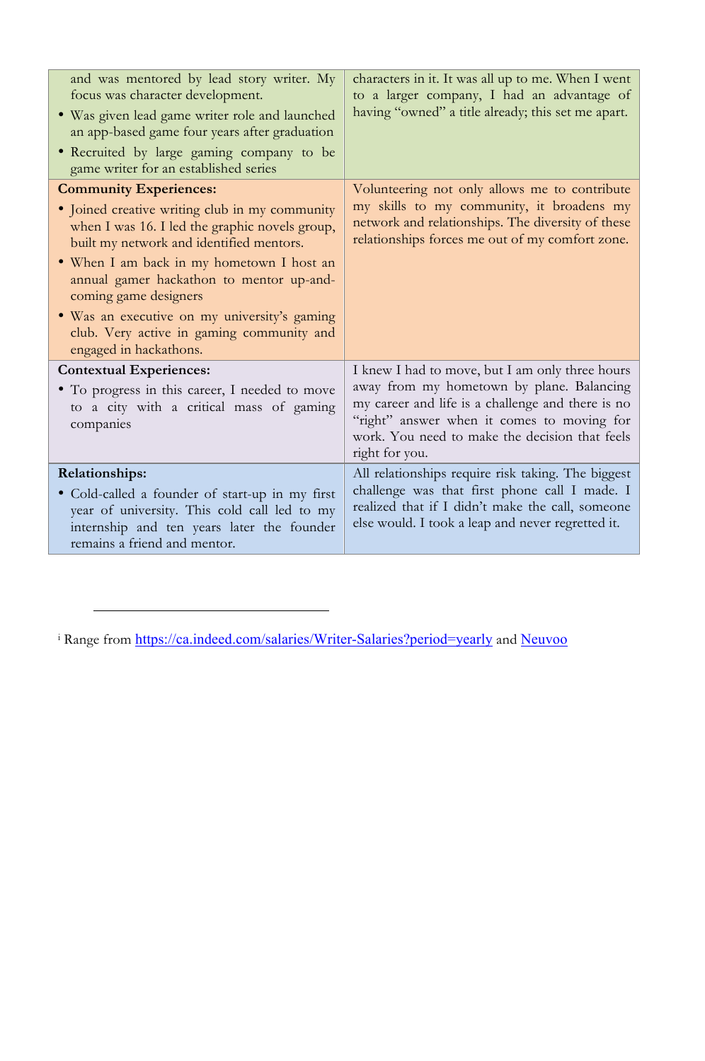| | |
|---|---|
| and was mentored by lead story writer. My focus was character development.<br>• Was given lead game writer role and launched an app-based game four years after graduation<br>• Recruited by large gaming company to be game writer for an established series | characters in it. It was all up to me. When I went to a larger company, I had an advantage of having "owned" a title already; this set me apart. |
| **Community Experiences:**<br>• Joined creative writing club in my community when I was 16. I led the graphic novels group, built my network and identified mentors.<br>• When I am back in my hometown I host an annual gamer hackathon to mentor up-and-coming game designers<br>• Was an executive on my university's gaming club. Very active in gaming community and engaged in hackathons. | Volunteering not only allows me to contribute my skills to my community, it broadens my network and relationships. The diversity of these relationships forces me out of my comfort zone. |
| **Contextual Experiences:**<br>• To progress in this career, I needed to move to a city with a critical mass of gaming companies | I knew I had to move, but I am only three hours away from my hometown by plane. Balancing my career and life is a challenge and there is no "right" answer when it comes to moving for work. You need to make the decision that feels right for you. |
| **Relationships:**<br>• Cold-called a founder of start-up in my first year of university. This cold call led to my internship and ten years later the founder remains a friend and mentor. | All relationships require risk taking. The biggest challenge was that first phone call I made. I realized that if I didn't make the call, someone else would. I took a leap and never regretted it. |

---

[i] Range from https://ca.indeed.com/salaries/Writer-Salaries?period=yearly and Neuvoo